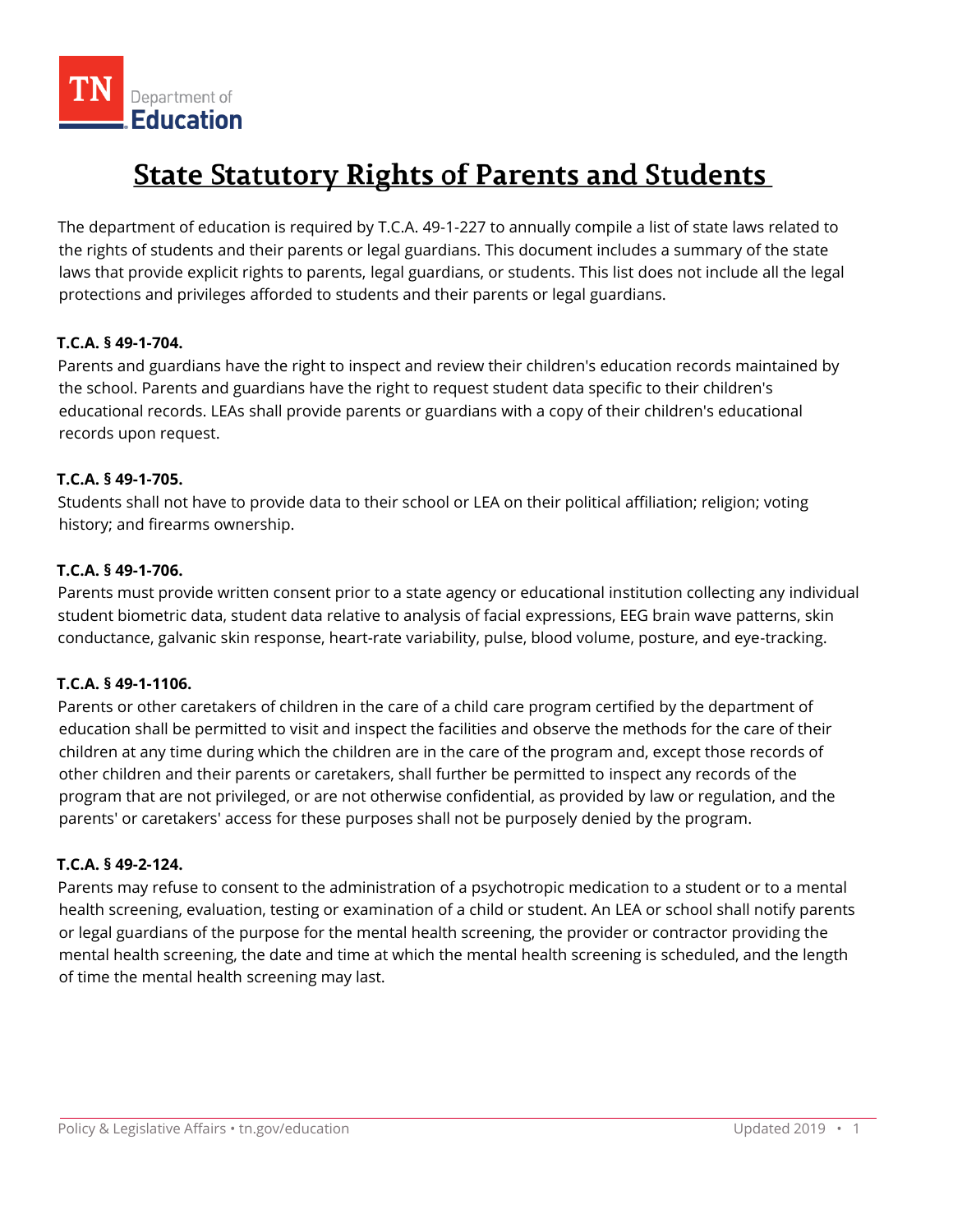# State Statutory Rights of Parents and Students

The department of education is required by T.C.A. 49-1-227 to annually compile a list of state laws related to the rights of students and their parents or legal guardians. This document includes a summary of the state laws that provide explicit rights to parents, legal guardians, or students. This list does not include all the legal protections and privileges afforded to students and their parents or legal guardians.

**T.C.A. § 49-1-704.**

Parents and guardians have the right to inspect and review their children's education records maintained by the school. Parents and guardians have the right to request student data specific to their children's educational records. LEAs shall provide parents or guardians with a copy of their children's educational records upon request.

**T.C.A. § 49-1-705.**

Students shall not have to provide data to their school or LEA on their political affiliation; religion; voting history; and firearms ownership.

**T.C.A. § 49-1-706.**

Parents must provide written consent prior to a state agency or educational institution collecting any individual student biometric data, student data relative to analysis of facial expressions, EEG brain wave patterns, skin conductance, galvanic skin response, heart-rate variability, pulse, blood volume, posture, and eye-tracking.

**T.C.A. § 49-1-1106.**

Parents or other caretakers of children in the care of a child care program certified by the department of education shall be permitted to visit and inspect the facilities and observe the methods for the care of their children at any time during which the children are in the care of the program and, except those records of other children and their parents or caretakers, shall further be permitted to inspect any records of the program that are not privileged, or are not otherwise confidential, as provided by law or regulation, and the parents' or caretakers' access for these purposes shall not be purposely denied by the program.

**T.C.A. § 49-2-124.**

Parents may refuse to consent to the administration of a psychotropic medication to a student or to a mental health screening, evaluation, testing or examination of a child or student. An LEA or school shall notify parents or legal guardians of the purpose for the mental health screening, the provider or contractor providing the mental health screening, the date and time at which the mental health screening is scheduled, and the length of time the mental health screening may last.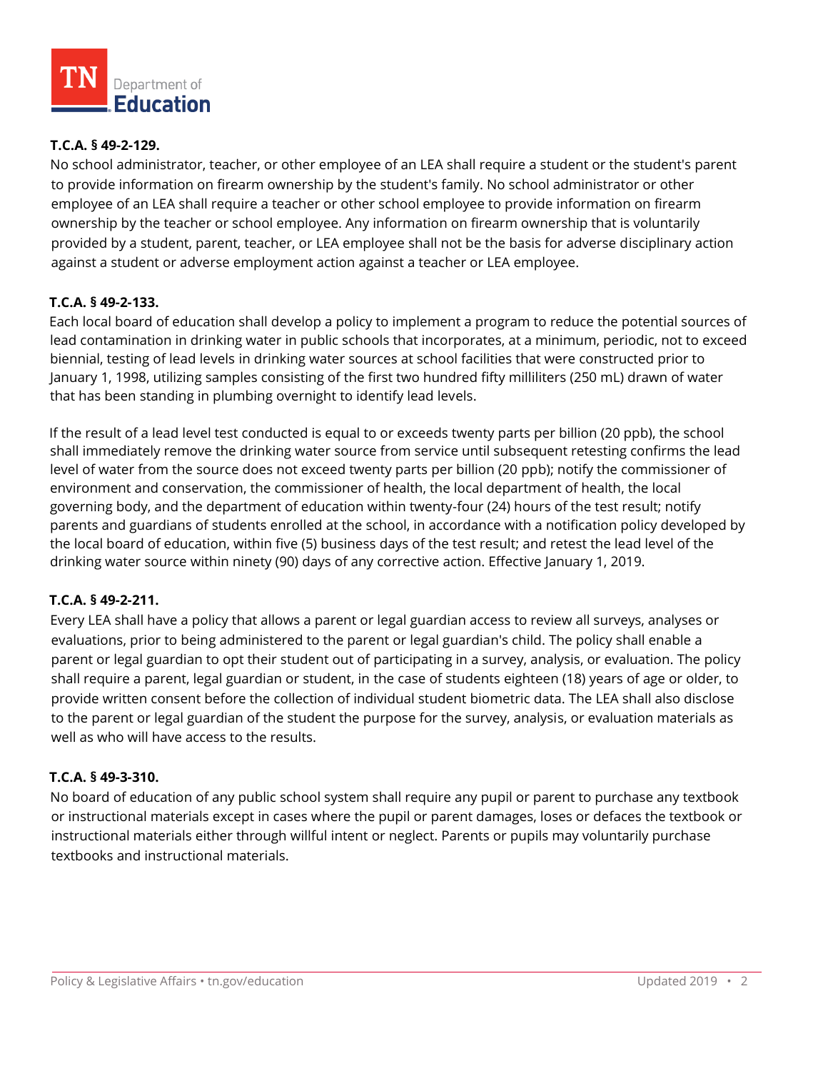**T.C.A. § 49-2-129.**

No school administrator, teacher, or other employee of an LEA shall require a student or the student's parent to provide information on firearm ownership by the student's family. No school administrator or other employee of an LEA shall require a teacher or other school employee to provide information on firearm ownership by the teacher or school employee. Any information on firearm ownership that is voluntarily provided by a student, parent, teacher, or LEA employee shall not be the basis for adverse disciplinary action against a student or adverse employment action against a teacher or LEA employee.

**T.C.A. § 49-2-133.**

Each local board of education shall develop a policy to implement a program to reduce the potential sources of lead contamination in drinking water in public schools that incorporates, at a minimum, periodic, not to exceed biennial, testing of lead levels in drinking water sources at school facilities that were constructed prior to January 1, 1998, utilizing samples consisting of the first two hundred fifty milliliters (250 mL) drawn of water that has been standing in plumbing overnight to identify lead levels.

If the result of a lead level test conducted is equal to or exceeds twenty parts per billion (20 ppb), the school shall immediately remove the drinking water source from service until subsequent retesting confirms the lead level of water from the source does not exceed twenty parts per billion (20 ppb); notify the commissioner of environment and conservation, the commissioner of health, the local department of health, the local governing body, and the department of education within twenty-four (24) hours of the test result; notify parents and guardians of students enrolled at the school, in accordance with a notification policy developed by the local board of education, within five (5) business days of the test result; and retest the lead level of the drinking water source within ninety (90) days of any corrective action. Effective January 1, 2019.

**T.C.A. § 49-2-211.**

Every LEA shall have a policy that allows a parent or legal guardian access to review all surveys, analyses or evaluations, prior to being administered to the parent or legal guardian's child. The policy shall enable a parent or legal guardian to opt their student out of participating in a survey, analysis, or evaluation. The policy shall require a parent, legal guardian or student, in the case of students eighteen (18) years of age or older, to provide written consent before the collection of individual student biometric data. The LEA shall also disclose to the parent or legal guardian of the student the purpose for the survey, analysis, or evaluation materials as well as who will have access to the results.

**T.C.A. § 49-3-310.**

No board of education of any public school system shall require any pupil or parent to purchase any textbook or instructional materials except in cases where the pupil or parent damages, loses or defaces the textbook or instructional materials either through willful intent or neglect. Parents or pupils may voluntarily purchase textbooks and instructional materials.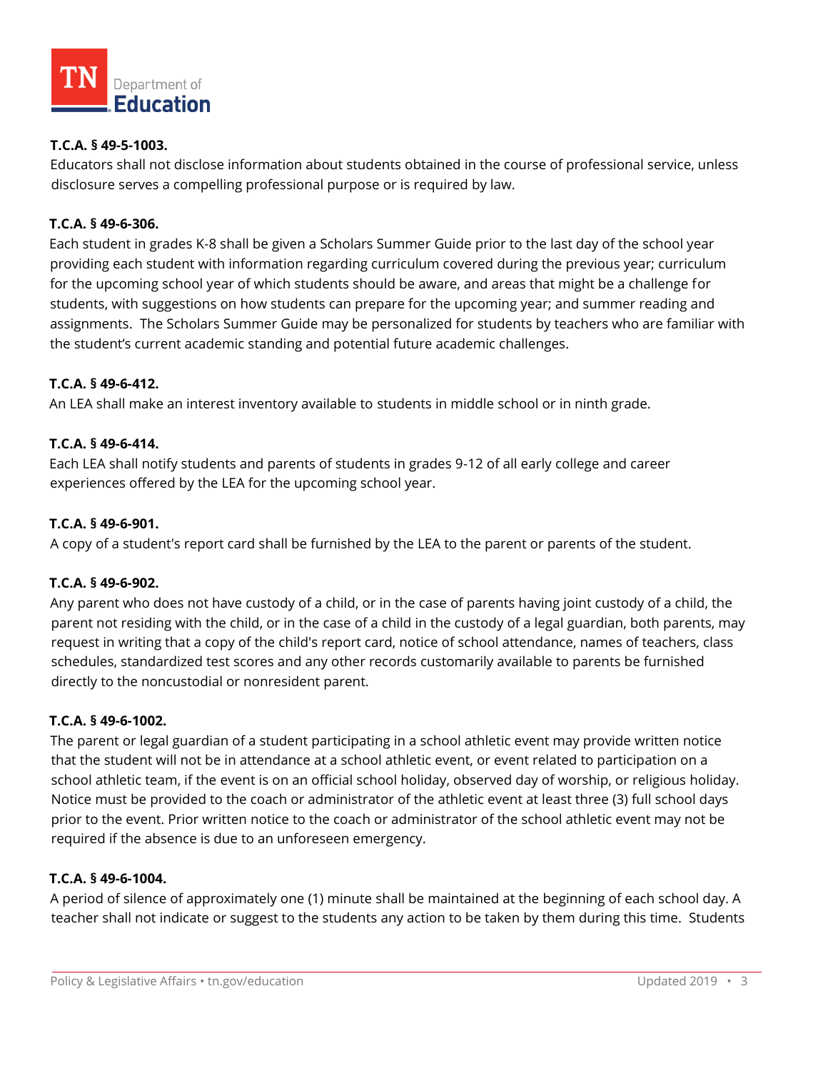**T.C.A. § 49-5-1003.**

Educators shall not disclose information about students obtained in the course of professional service, unless disclosure serves a compelling professional purpose or is required by law.

**T.C.A. § 49-6-306.**

Each student in grades K-8 shall be given a Scholars Summer Guide prior to the last day of the school year providing each student with information regarding curriculum covered during the previous year; curriculum for the upcoming school year of which students should be aware, and areas that might be a challenge for students, with suggestions on how students can prepare for the upcoming year; and summer reading and assignments. The Scholars Summer Guide may be personalized for students by teachers who are familiar with the student's current academic standing and potential future academic challenges.

**T.C.A. § 49-6-412.**

An LEA shall make an interest inventory available to students in middle school or in ninth grade.

**T.C.A. § 49-6-414.**

Each LEA shall notify students and parents of students in grades 9-12 of all early college and career experiences offered by the LEA for the upcoming school year.

**T.C.A. § 49-6-901.**

A copy of a student's report card shall be furnished by the LEA to the parent or parents of the student.

**T.C.A. § 49-6-902.**

Any parent who does not have custody of a child, or in the case of parents having joint custody of a child, the parent not residing with the child, or in the case of a child in the custody of a legal guardian, both parents, may request in writing that a copy of the child's report card, notice of school attendance, names of teachers, class schedules, standardized test scores and any other records customarily available to parents be furnished directly to the noncustodial or nonresident parent.

**T.C.A. § 49-6-1002.**

The parent or legal guardian of a student participating in a school athletic event may provide written notice that the student will not be in attendance at a school athletic event, or event related to participation on a school athletic team, if the event is on an official school holiday, observed day of worship, or religious holiday. Notice must be provided to the coach or administrator of the athletic event at least three (3) full school days prior to the event. Prior written notice to the coach or administrator of the school athletic event may not be required if the absence is due to an unforeseen emergency.

**T.C.A. § 49-6-1004.**

A period of silence of approximately one (1) minute shall be maintained at the beginning of each school day. A teacher shall not indicate or suggest to the students any action to be taken by them during this time. Students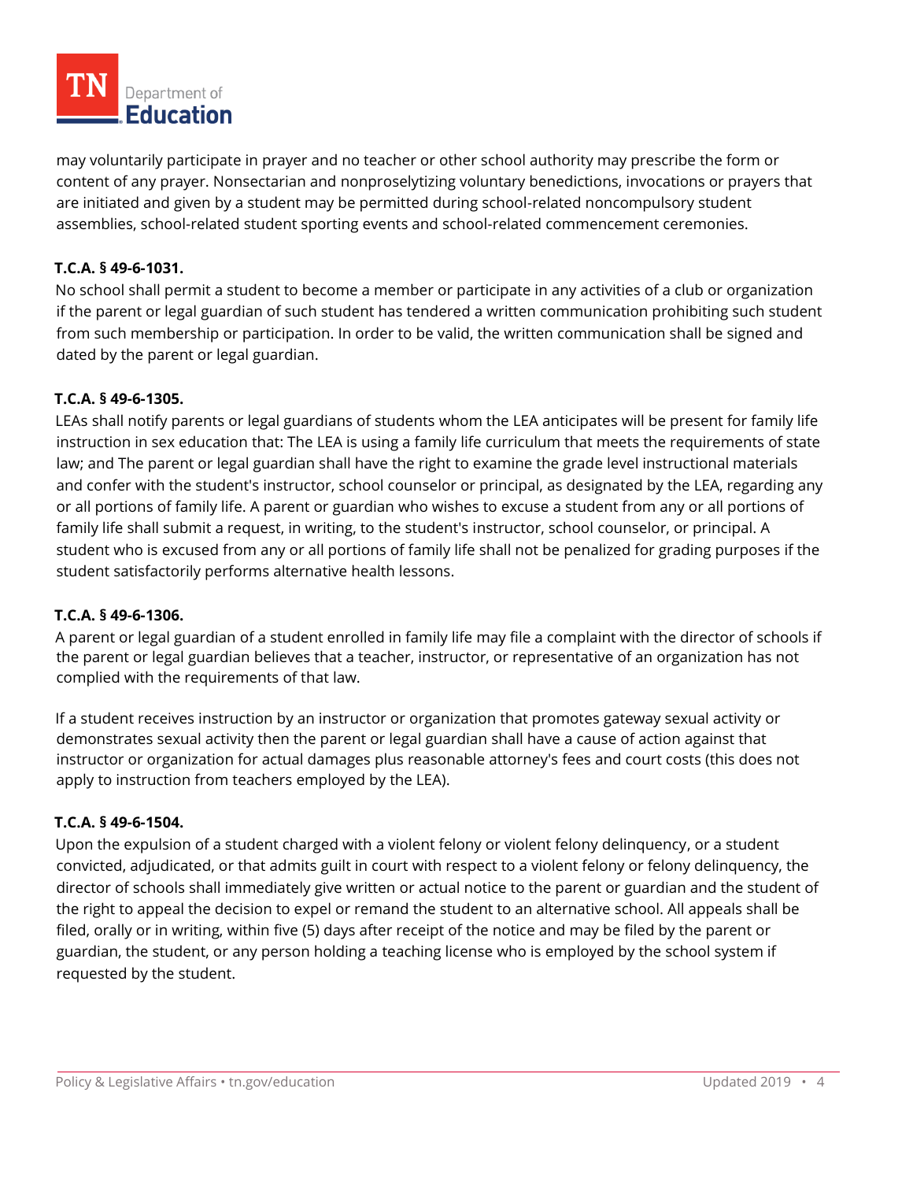may voluntarily participate in prayer and no teacher or other school authority may prescribe the form or content of any prayer. Nonsectarian and nonproselytizing voluntary benedictions, invocations or prayers that are initiated and given by a student may be permitted during school-related noncompulsory student assemblies, school-related student sporting events and school-related commencement ceremonies.

**T.C.A. § 49-6-1031.**

No school shall permit a student to become a member or participate in any activities of a club or organization if the parent or legal guardian of such student has tendered a written communication prohibiting such student from such membership or participation. In order to be valid, the written communication shall be signed and dated by the parent or legal guardian.

**T.C.A. § 49-6-1305.**

LEAs shall notify parents or legal guardians of students whom the LEA anticipates will be present for family life instruction in sex education that: The LEA is using a family life curriculum that meets the requirements of state law; and The parent or legal guardian shall have the right to examine the grade level instructional materials and confer with the student's instructor, school counselor or principal, as designated by the LEA, regarding any or all portions of family life. A parent or guardian who wishes to excuse a student from any or all portions of family life shall submit a request, in writing, to the student's instructor, school counselor, or principal. A student who is excused from any or all portions of family life shall not be penalized for grading purposes if the student satisfactorily performs alternative health lessons.

**T.C.A. § 49-6-1306.**

A parent or legal guardian of a student enrolled in family life may file a complaint with the director of schools if the parent or legal guardian believes that a teacher, instructor, or representative of an organization has not complied with the requirements of that law.

If a student receives instruction by an instructor or organization that promotes gateway sexual activity or demonstrates sexual activity then the parent or legal guardian shall have a cause of action against that instructor or organization for actual damages plus reasonable attorney's fees and court costs (this does not apply to instruction from teachers employed by the LEA).

**T.C.A. § 49-6-1504.**

Upon the expulsion of a student charged with a violent felony or violent felony delinquency, or a student convicted, adjudicated, or that admits guilt in court with respect to a violent felony or felony delinquency, the director of schools shall immediately give written or actual notice to the parent or guardian and the student of the right to appeal the decision to expel or remand the student to an alternative school. All appeals shall be filed, orally or in writing, within five (5) days after receipt of the notice and may be filed by the parent or guardian, the student, or any person holding a teaching license who is employed by the school system if requested by the student.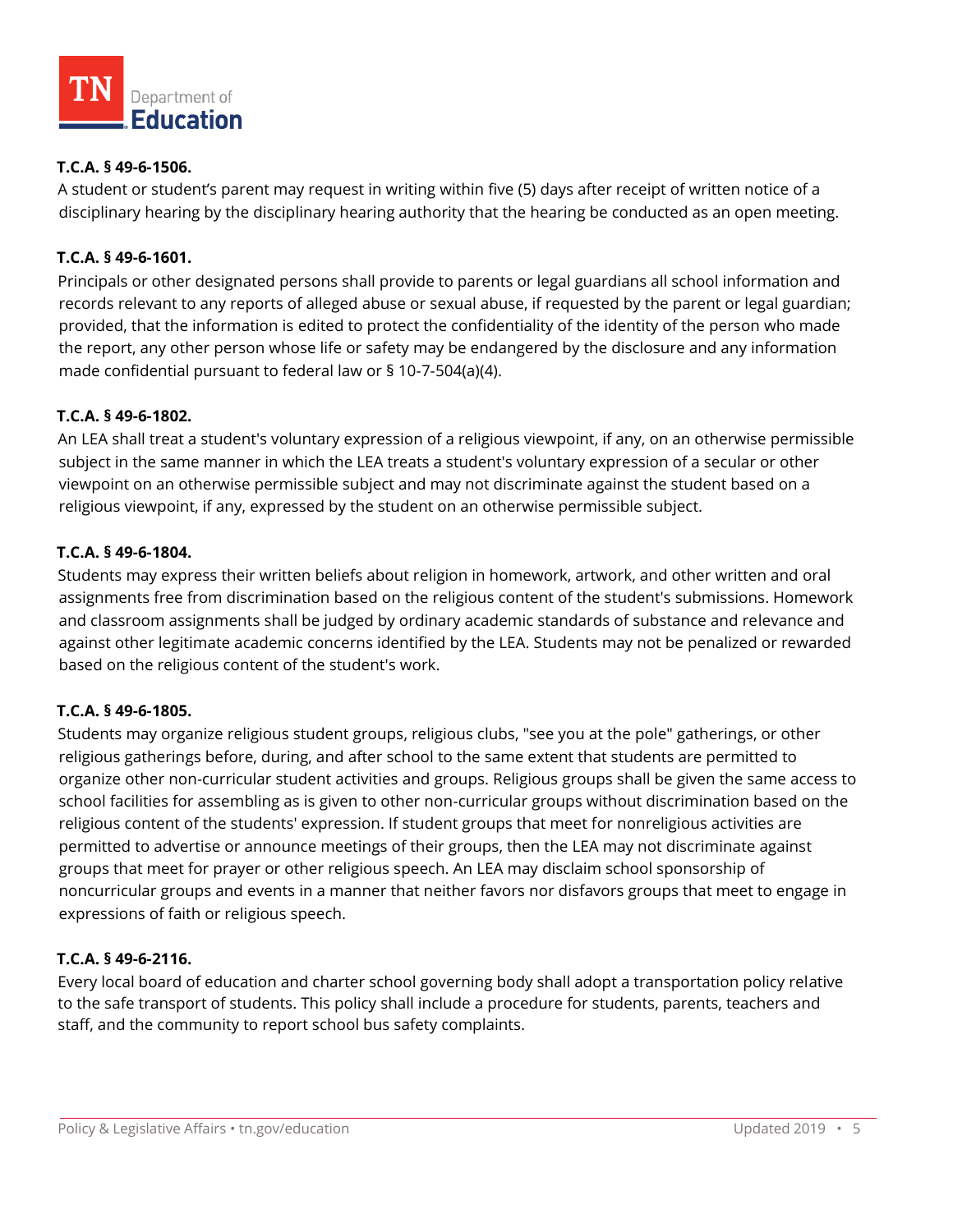**T.C.A. § 49-6-1506.**

A student or student's parent may request in writing within five (5) days after receipt of written notice of a disciplinary hearing by the disciplinary hearing authority that the hearing be conducted as an open meeting.

**T.C.A. § 49-6-1601.**

Principals or other designated persons shall provide to parents or legal guardians all school information and records relevant to any reports of alleged abuse or sexual abuse, if requested by the parent or legal guardian; provided, that the information is edited to protect the confidentiality of the identity of the person who made the report, any other person whose life or safety may be endangered by the disclosure and any information made confidential pursuant to federal law or § 10-7-504(a)(4).

**T.C.A. § 49-6-1802.**

An LEA shall treat a student's voluntary expression of a religious viewpoint, if any, on an otherwise permissible subject in the same manner in which the LEA treats a student's voluntary expression of a secular or other viewpoint on an otherwise permissible subject and may not discriminate against the student based on a religious viewpoint, if any, expressed by the student on an otherwise permissible subject.

**T.C.A. § 49-6-1804.**

Students may express their written beliefs about religion in homework, artwork, and other written and oral assignments free from discrimination based on the religious content of the student's submissions. Homework and classroom assignments shall be judged by ordinary academic standards of substance and relevance and against other legitimate academic concerns identified by the LEA. Students may not be penalized or rewarded based on the religious content of the student's work.

**T.C.A. § 49-6-1805.**

Students may organize religious student groups, religious clubs, "see you at the pole" gatherings, or other religious gatherings before, during, and after school to the same extent that students are permitted to organize other non-curricular student activities and groups. Religious groups shall be given the same access to school facilities for assembling as is given to other non-curricular groups without discrimination based on the religious content of the students' expression. If student groups that meet for nonreligious activities are permitted to advertise or announce meetings of their groups, then the LEA may not discriminate against groups that meet for prayer or other religious speech. An LEA may disclaim school sponsorship of noncurricular groups and events in a manner that neither favors nor disfavors groups that meet to engage in expressions of faith or religious speech.

**T.C.A. § 49-6-2116.**

Every local board of education and charter school governing body shall adopt a transportation policy relative to the safe transport of students. This policy shall include a procedure for students, parents, teachers and staff, and the community to report school bus safety complaints.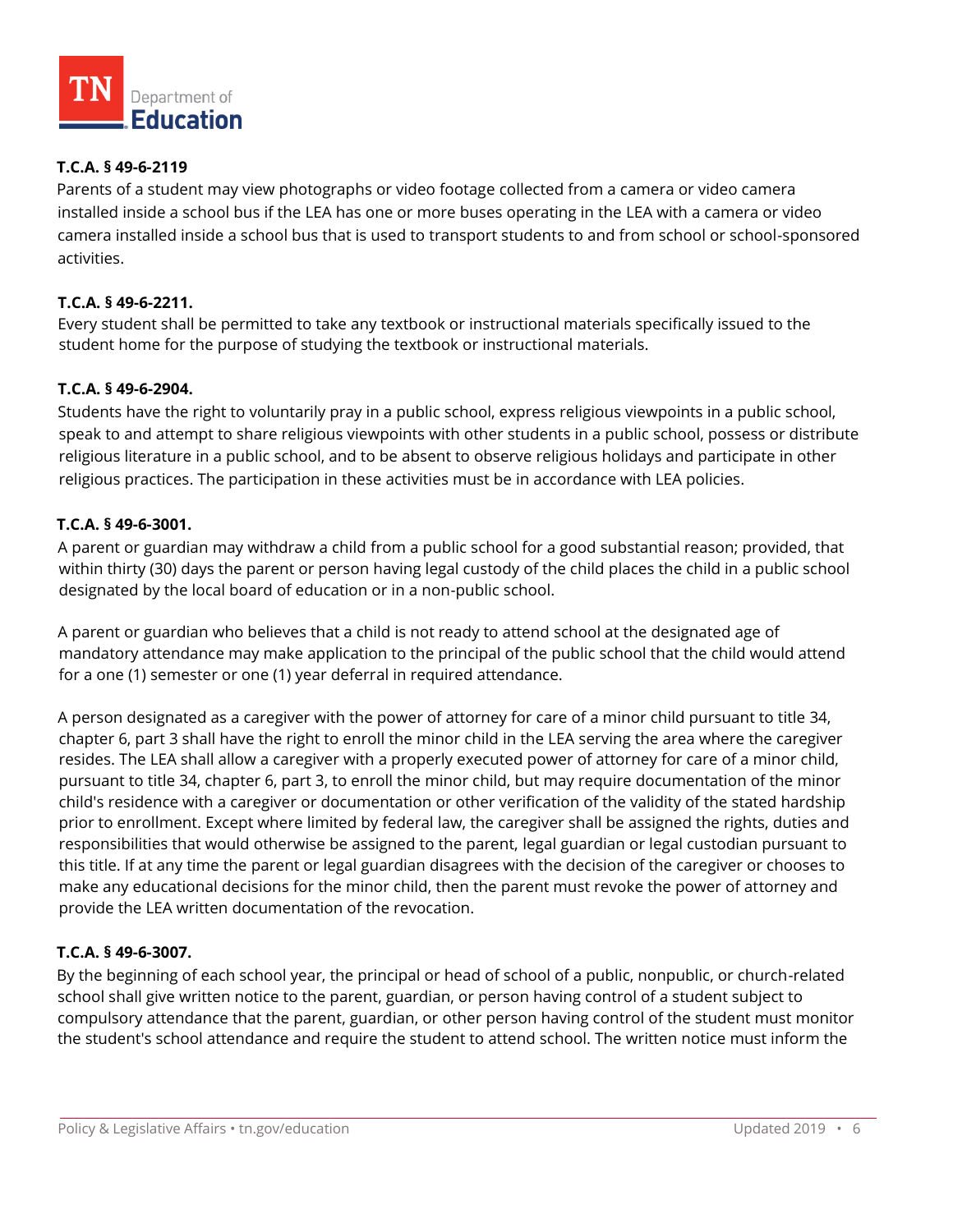**T.C.A. § 49-6-2119**

Parents of a student may view photographs or video footage collected from a camera or video camera installed inside a school bus if the LEA has one or more buses operating in the LEA with a camera or video camera installed inside a school bus that is used to transport students to and from school or school-sponsored activities.

**T.C.A. § 49-6-2211.**

Every student shall be permitted to take any textbook or instructional materials specifically issued to the student home for the purpose of studying the textbook or instructional materials.

**T.C.A. § 49-6-2904.**

Students have the right to voluntarily pray in a public school, express religious viewpoints in a public school, speak to and attempt to share religious viewpoints with other students in a public school, possess or distribute religious literature in a public school, and to be absent to observe religious holidays and participate in other religious practices. The participation in these activities must be in accordance with LEA policies.

**T.C.A. § 49-6-3001.**

A parent or guardian may withdraw a child from a public school for a good substantial reason; provided, that within thirty (30) days the parent or person having legal custody of the child places the child in a public school designated by the local board of education or in a non-public school.

A parent or guardian who believes that a child is not ready to attend school at the designated age of mandatory attendance may make application to the principal of the public school that the child would attend for a one (1) semester or one (1) year deferral in required attendance.

A person designated as a caregiver with the power of attorney for care of a minor child pursuant to title 34, chapter 6, part 3 shall have the right to enroll the minor child in the LEA serving the area where the caregiver resides. The LEA shall allow a caregiver with a properly executed power of attorney for care of a minor child, pursuant to title 34, chapter 6, part 3, to enroll the minor child, but may require documentation of the minor child's residence with a caregiver or documentation or other verification of the validity of the stated hardship prior to enrollment. Except where limited by federal law, the caregiver shall be assigned the rights, duties and responsibilities that would otherwise be assigned to the parent, legal guardian or legal custodian pursuant to this title. If at any time the parent or legal guardian disagrees with the decision of the caregiver or chooses to make any educational decisions for the minor child, then the parent must revoke the power of attorney and provide the LEA written documentation of the revocation.

**T.C.A. § 49-6-3007.**

By the beginning of each school year, the principal or head of school of a public, nonpublic, or church-related school shall give written notice to the parent, guardian, or person having control of a student subject to compulsory attendance that the parent, guardian, or other person having control of the student must monitor the student's school attendance and require the student to attend school. The written notice must inform the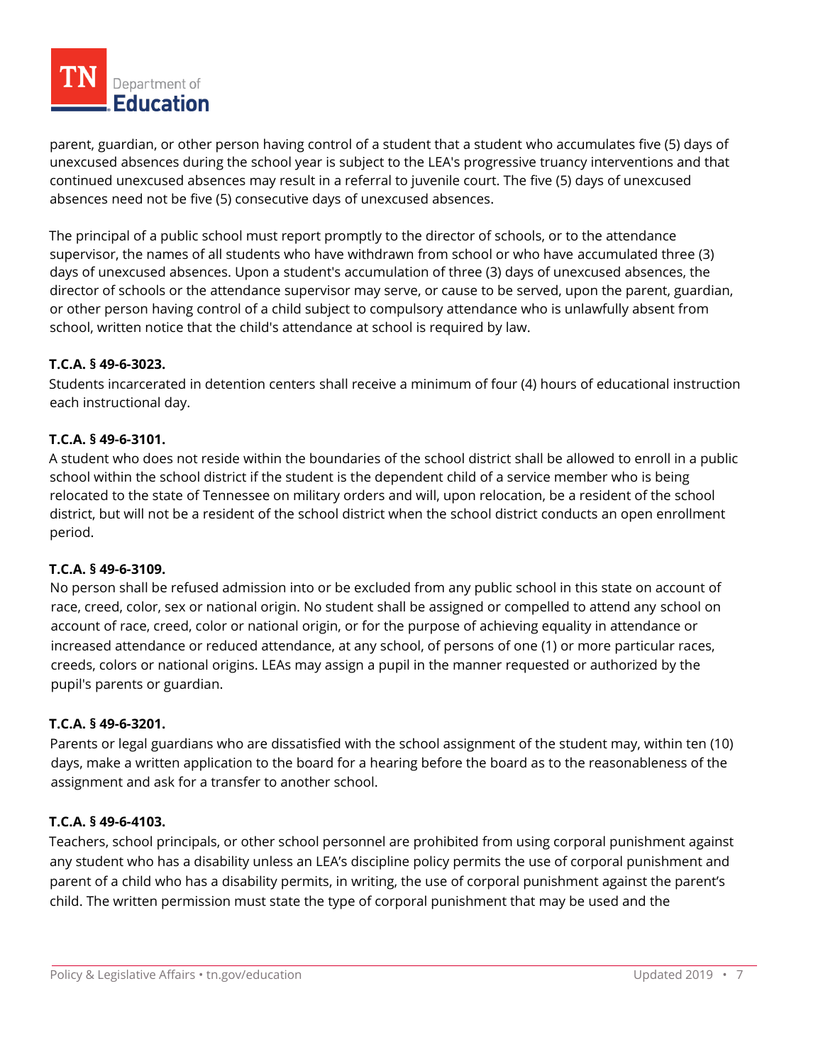parent, guardian, or other person having control of a student that a student who accumulates five (5) days of unexcused absences during the school year is subject to the LEA's progressive truancy interventions and that continued unexcused absences may result in a referral to juvenile court. The five (5) days of unexcused absences need not be five (5) consecutive days of unexcused absences.

The principal of a public school must report promptly to the director of schools, or to the attendance supervisor, the names of all students who have withdrawn from school or who have accumulated three (3) days of unexcused absences. Upon a student's accumulation of three (3) days of unexcused absences, the director of schools or the attendance supervisor may serve, or cause to be served, upon the parent, guardian, or other person having control of a child subject to compulsory attendance who is unlawfully absent from school, written notice that the child's attendance at school is required by law.

**T.C.A. § 49-6-3023.**

Students incarcerated in detention centers shall receive a minimum of four (4) hours of educational instruction each instructional day.

**T.C.A. § 49-6-3101.**

A student who does not reside within the boundaries of the school district shall be allowed to enroll in a public school within the school district if the student is the dependent child of a service member who is being relocated to the state of Tennessee on military orders and will, upon relocation, be a resident of the school district, but will not be a resident of the school district when the school district conducts an open enrollment period.

**T.C.A. § 49-6-3109.**

No person shall be refused admission into or be excluded from any public school in this state on account of race, creed, color, sex or national origin. No student shall be assigned or compelled to attend any school on account of race, creed, color or national origin, or for the purpose of achieving equality in attendance or increased attendance or reduced attendance, at any school, of persons of one (1) or more particular races, creeds, colors or national origins. LEAs may assign a pupil in the manner requested or authorized by the pupil's parents or guardian.

**T.C.A. § 49-6-3201.**

Parents or legal guardians who are dissatisfied with the school assignment of the student may, within ten (10) days, make a written application to the board for a hearing before the board as to the reasonableness of the assignment and ask for a transfer to another school.

**T.C.A. § 49-6-4103.**

Teachers, school principals, or other school personnel are prohibited from using corporal punishment against any student who has a disability unless an LEA's discipline policy permits the use of corporal punishment and parent of a child who has a disability permits, in writing, the use of corporal punishment against the parent's child. The written permission must state the type of corporal punishment that may be used and the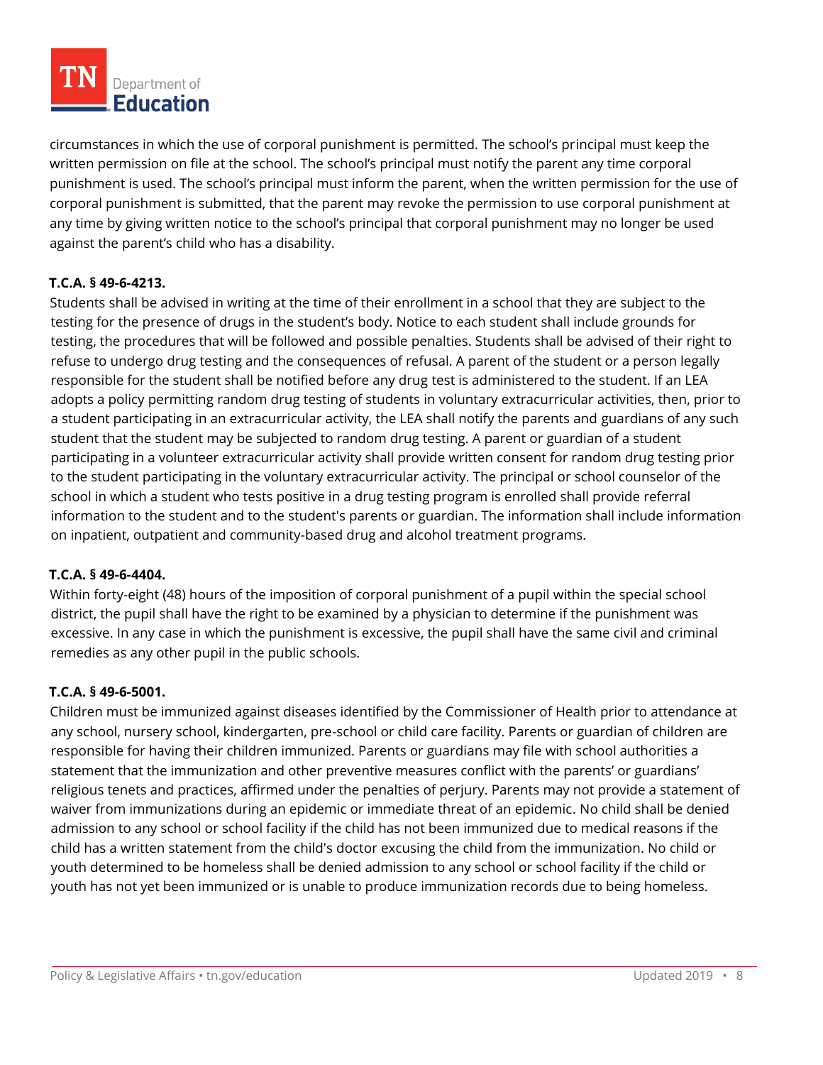circumstances in which the use of corporal punishment is permitted. The school's principal must keep the written permission on file at the school. The school's principal must notify the parent any time corporal punishment is used. The school's principal must inform the parent, when the written permission for the use of corporal punishment is submitted, that the parent may revoke the permission to use corporal punishment at any time by giving written notice to the school's principal that corporal punishment may no longer be used against the parent's child who has a disability.

**T.C.A. § 49-6-4213.**

Students shall be advised in writing at the time of their enrollment in a school that they are subject to the testing for the presence of drugs in the student's body. Notice to each student shall include grounds for testing, the procedures that will be followed and possible penalties. Students shall be advised of their right to refuse to undergo drug testing and the consequences of refusal. A parent of the student or a person legally responsible for the student shall be notified before any drug test is administered to the student. If an LEA adopts a policy permitting random drug testing of students in voluntary extracurricular activities, then, prior to a student participating in an extracurricular activity, the LEA shall notify the parents and guardians of any such student that the student may be subjected to random drug testing. A parent or guardian of a student participating in a volunteer extracurricular activity shall provide written consent for random drug testing prior to the student participating in the voluntary extracurricular activity. The principal or school counselor of the school in which a student who tests positive in a drug testing program is enrolled shall provide referral information to the student and to the student's parents or guardian. The information shall include information on inpatient, outpatient and community-based drug and alcohol treatment programs.

**T.C.A. § 49-6-4404.**

Within forty-eight (48) hours of the imposition of corporal punishment of a pupil within the special school district, the pupil shall have the right to be examined by a physician to determine if the punishment was excessive. In any case in which the punishment is excessive, the pupil shall have the same civil and criminal remedies as any other pupil in the public schools.

**T.C.A. § 49-6-5001.**

Children must be immunized against diseases identified by the Commissioner of Health prior to attendance at any school, nursery school, kindergarten, pre-school or child care facility. Parents or guardian of children are responsible for having their children immunized. Parents or guardians may file with school authorities a statement that the immunization and other preventive measures conflict with the parents' or guardians' religious tenets and practices, affirmed under the penalties of perjury. Parents may not provide a statement of waiver from immunizations during an epidemic or immediate threat of an epidemic. No child shall be denied admission to any school or school facility if the child has not been immunized due to medical reasons if the child has a written statement from the child's doctor excusing the child from the immunization. No child or youth determined to be homeless shall be denied admission to any school or school facility if the child or youth has not yet been immunized or is unable to produce immunization records due to being homeless.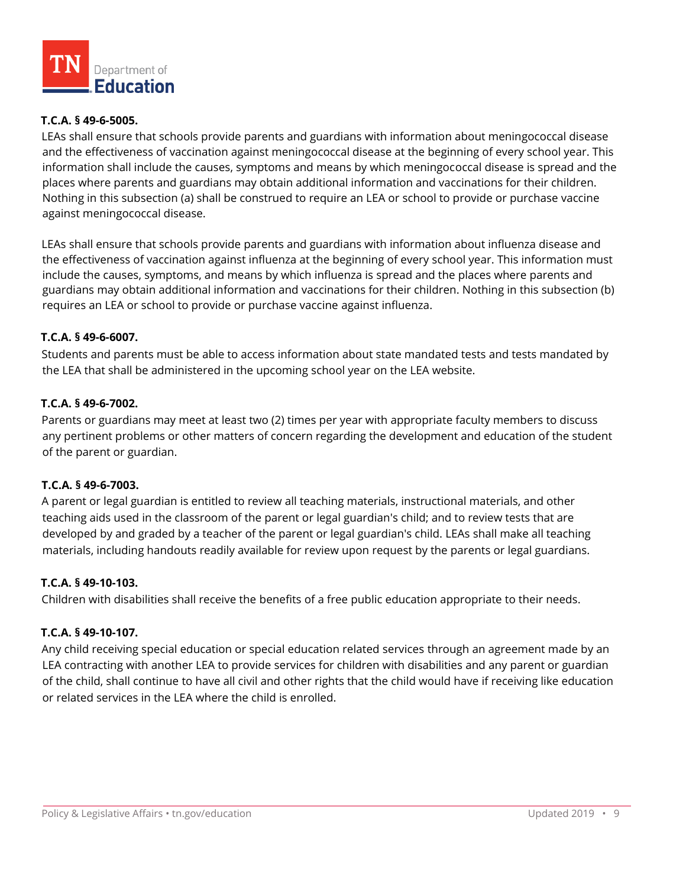**T.C.A. § 49-6-5005.**

LEAs shall ensure that schools provide parents and guardians with information about meningococcal disease and the effectiveness of vaccination against meningococcal disease at the beginning of every school year. This information shall include the causes, symptoms and means by which meningococcal disease is spread and the places where parents and guardians may obtain additional information and vaccinations for their children. Nothing in this subsection (a) shall be construed to require an LEA or school to provide or purchase vaccine against meningococcal disease.

LEAs shall ensure that schools provide parents and guardians with information about influenza disease and the effectiveness of vaccination against influenza at the beginning of every school year. This information must include the causes, symptoms, and means by which influenza is spread and the places where parents and guardians may obtain additional information and vaccinations for their children. Nothing in this subsection (b) requires an LEA or school to provide or purchase vaccine against influenza.

**T.C.A. § 49-6-6007.**

Students and parents must be able to access information about state mandated tests and tests mandated by the LEA that shall be administered in the upcoming school year on the LEA website.

**T.C.A. § 49-6-7002.**

Parents or guardians may meet at least two (2) times per year with appropriate faculty members to discuss any pertinent problems or other matters of concern regarding the development and education of the student of the parent or guardian.

**T.C.A. § 49-6-7003.**

A parent or legal guardian is entitled to review all teaching materials, instructional materials, and other teaching aids used in the classroom of the parent or legal guardian's child; and to review tests that are developed by and graded by a teacher of the parent or legal guardian's child. LEAs shall make all teaching materials, including handouts readily available for review upon request by the parents or legal guardians.

**T.C.A. § 49-10-103.**

Children with disabilities shall receive the benefits of a free public education appropriate to their needs.

**T.C.A. § 49-10-107.**

Any child receiving special education or special education related services through an agreement made by an LEA contracting with another LEA to provide services for children with disabilities and any parent or guardian of the child, shall continue to have all civil and other rights that the child would have if receiving like education or related services in the LEA where the child is enrolled.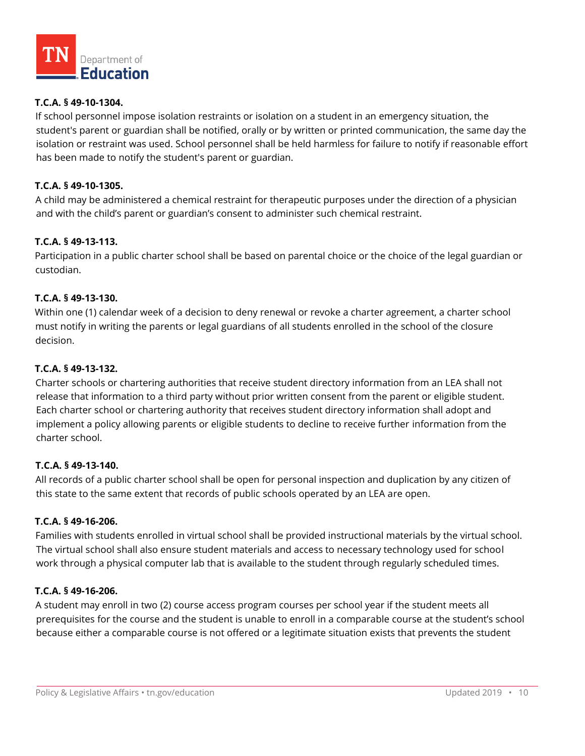**T.C.A. § 49-10-1304.**
If school personnel impose isolation restraints or isolation on a student in an emergency situation, the student's parent or guardian shall be notified, orally or by written or printed communication, the same day the isolation or restraint was used. School personnel shall be held harmless for failure to notify if reasonable effort has been made to notify the student's parent or guardian.

**T.C.A. § 49-10-1305.**
A child may be administered a chemical restraint for therapeutic purposes under the direction of a physician and with the child's parent or guardian's consent to administer such chemical restraint.

**T.C.A. § 49-13-113.**
Participation in a public charter school shall be based on parental choice or the choice of the legal guardian or custodian.

**T.C.A. § 49-13-130.**
Within one (1) calendar week of a decision to deny renewal or revoke a charter agreement, a charter school must notify in writing the parents or legal guardians of all students enrolled in the school of the closure decision.

**T.C.A. § 49-13-132.**
Charter schools or chartering authorities that receive student directory information from an LEA shall not release that information to a third party without prior written consent from the parent or eligible student. Each charter school or chartering authority that receives student directory information shall adopt and implement a policy allowing parents or eligible students to decline to receive further information from the charter school.

**T.C.A. § 49-13-140.**
All records of a public charter school shall be open for personal inspection and duplication by any citizen of this state to the same extent that records of public schools operated by an LEA are open.

**T.C.A. § 49-16-206.**
Families with students enrolled in virtual school shall be provided instructional materials by the virtual school. The virtual school shall also ensure student materials and access to necessary technology used for school work through a physical computer lab that is available to the student through regularly scheduled times.

**T.C.A. § 49-16-206.**
A student may enroll in two (2) course access program courses per school year if the student meets all prerequisites for the course and the student is unable to enroll in a comparable course at the student's school because either a comparable course is not offered or a legitimate situation exists that prevents the student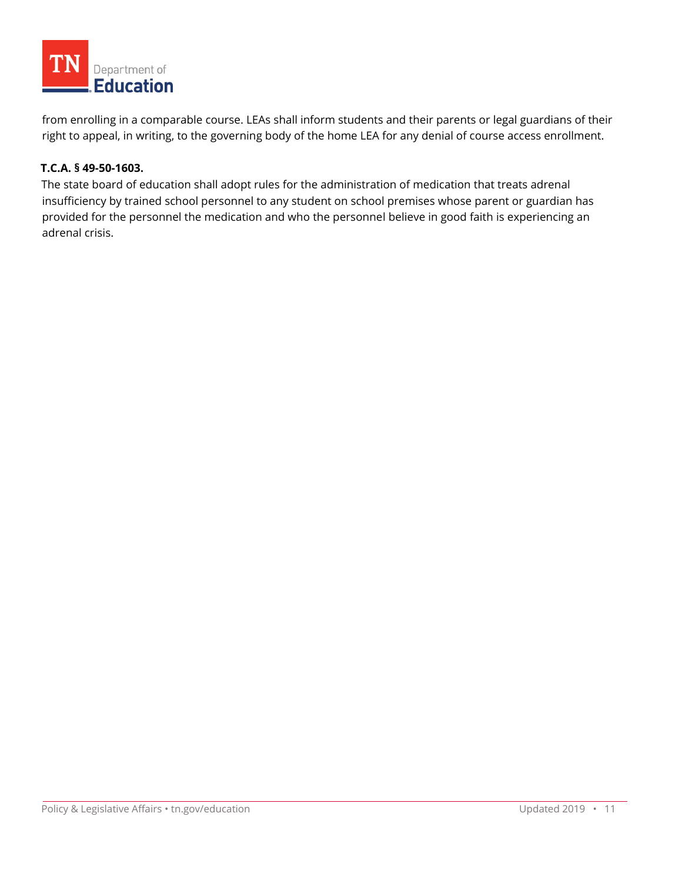from enrolling in a comparable course. LEAs shall inform students and their parents or legal guardians of their right to appeal, in writing, to the governing body of the home LEA for any denial of course access enrollment.

**T.C.A. § 49-50-1603.**

The state board of education shall adopt rules for the administration of medication that treats adrenal insufficiency by trained school personnel to any student on school premises whose parent or guardian has provided for the personnel the medication and who the personnel believe in good faith is experiencing an adrenal crisis.